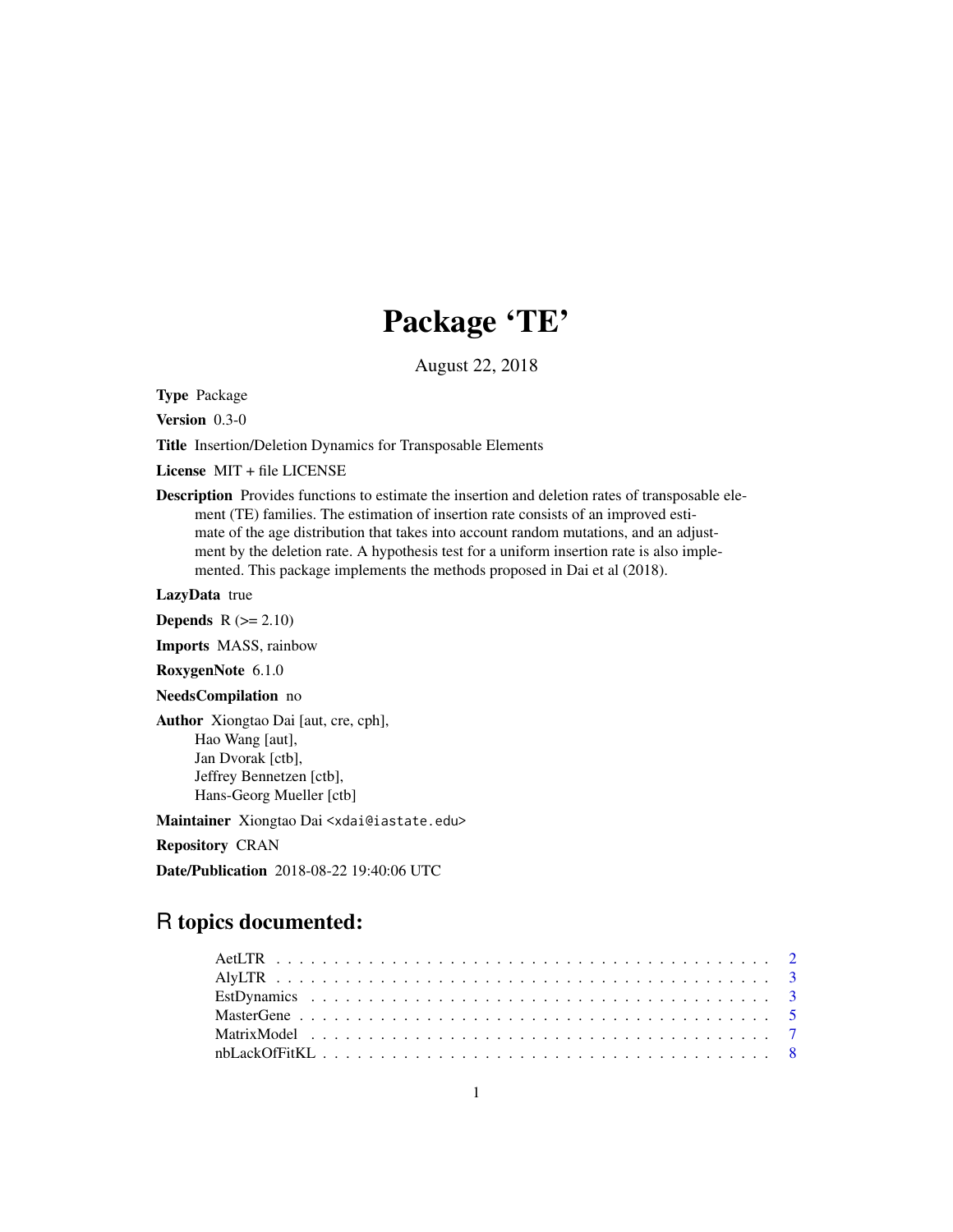# Package 'TE'

August 22, 2018

**Type** Package

**Version** 0.3-0

**Title** Insertion/Deletion Dynamics for Transposable Elements

**License** MIT + file LICENSE

**Description** Provides functions to estimate the insertion and deletion rates of transposable element (TE) families. The estimation of insertion rate consists of an improved estimate of the age distribution that takes into account random mutations, and an adjustment by the deletion rate. A hypothesis test for a uniform insertion rate is also implemented. This package implements the methods proposed in Dai et al (2018).

**LazyData** true

**Depends** R (>= 2.10)

**Imports** MASS, rainbow

**RoxygenNote** 6.1.0

**NeedsCompilation** no

**Author** Xiongtao Dai [aut, cre, cph],
Hao Wang [aut],
Jan Dvorak [ctb],
Jeffrey Bennetzen [ctb],
Hans-Georg Mueller [ctb]

**Maintainer** Xiongtao Dai <xdai@iastate.edu>

**Repository** CRAN

**Date/Publication** 2018-08-22 19:40:06 UTC

## R topics documented:

AetLTR . . . . . . . . . . . . . . . . . . . . . . . . . . . . . . . . . . . . . . . . 2
AlyLTR . . . . . . . . . . . . . . . . . . . . . . . . . . . . . . . . . . . . . . . . 3
EstDynamics . . . . . . . . . . . . . . . . . . . . . . . . . . . . . . . . . . . . . 3
MasterGene . . . . . . . . . . . . . . . . . . . . . . . . . . . . . . . . . . . . . 5
MatrixModel . . . . . . . . . . . . . . . . . . . . . . . . . . . . . . . . . . . . . 7
nbLackOfFitKL . . . . . . . . . . . . . . . . . . . . . . . . . . . . . . . . . . . . 8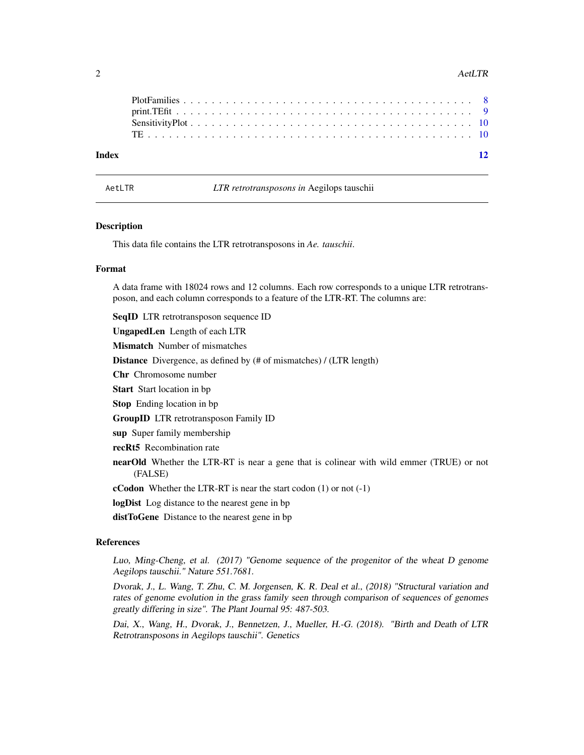PlotFamilies . . . . . . . . . . . . . . . . . . . . . . . . . . . . . . . . . . . . . 8
print.TEfit . . . . . . . . . . . . . . . . . . . . . . . . . . . . . . . . . . . . . . 9
SensitivityPlot . . . . . . . . . . . . . . . . . . . . . . . . . . . . . . . . . . . . 10
TE . . . . . . . . . . . . . . . . . . . . . . . . . . . . . . . . . . . . . . . . . . 10

**Index** **12**

---

`AetLTR` *LTR retrotransposons in* Aegilops tauschii

---

## Description

This data file contains the LTR retrotransposons in *Ae. tauschii*.

## Format

A data frame with 18024 rows and 12 columns. Each row corresponds to a unique LTR retrotransposon, and each column corresponds to a feature of the LTR-RT. The columns are:

**SeqID** LTR retrotransposon sequence ID

**UngapedLen** Length of each LTR

**Mismatch** Number of mismatches

**Distance** Divergence, as defined by (# of mismatches) / (LTR length)

**Chr** Chromosome number

**Start** Start location in bp

**Stop** Ending location in bp

**GroupID** LTR retrotransposon Family ID

**sup** Super family membership

**recRt5** Recombination rate

**nearOld** Whether the LTR-RT is near a gene that is colinear with wild emmer (TRUE) or not (FALSE)

**cCodon** Whether the LTR-RT is near the start codon (1) or not (-1)

**logDist** Log distance to the nearest gene in bp

**distToGene** Distance to the nearest gene in bp

## References

*Luo, Ming-Cheng, et al. (2017) "Genome sequence of the progenitor of the wheat D genome Aegilops tauschii." Nature 551.7681.*

*Dvorak, J., L. Wang, T. Zhu, C. M. Jorgensen, K. R. Deal et al., (2018) "Structural variation and rates of genome evolution in the grass family seen through comparison of sequences of genomes greatly differing in size". The Plant Journal 95: 487-503.*

*Dai, X., Wang, H., Dvorak, J., Bennetzen, J., Mueller, H.-G. (2018). "Birth and Death of LTR Retrotransposons in Aegilops tauschii". Genetics*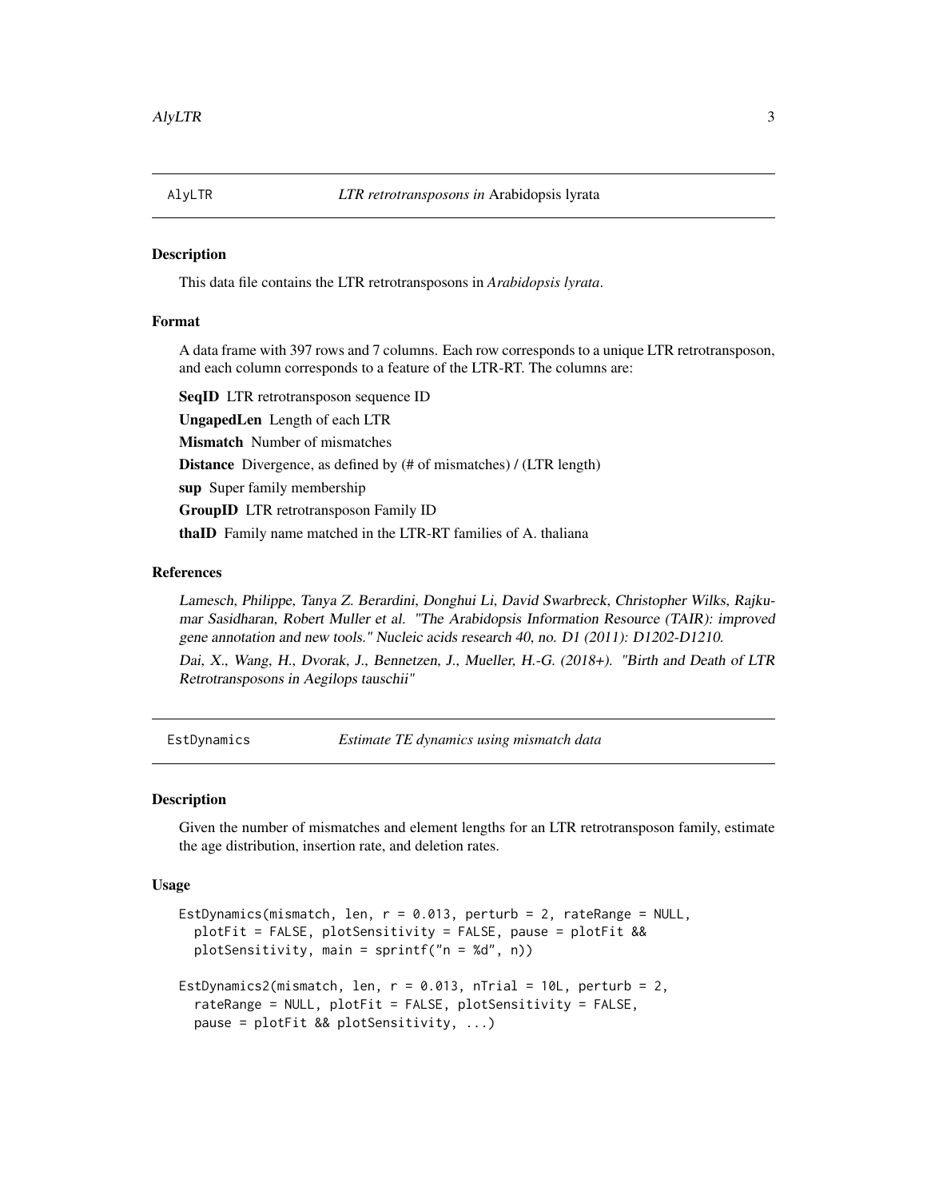## AlyLTR — *LTR retrotransposons in* Arabidopsis lyrata

### Description

This data file contains the LTR retrotransposons in *Arabidopsis lyrata*.

### Format

A data frame with 397 rows and 7 columns. Each row corresponds to a unique LTR retrotransposon, and each column corresponds to a feature of the LTR-RT. The columns are:

**SeqID** LTR retrotransposon sequence ID

**UngapedLen** Length of each LTR

**Mismatch** Number of mismatches

**Distance** Divergence, as defined by (# of mismatches) / (LTR length)

**sup** Super family membership

**GroupID** LTR retrotransposon Family ID

**thaID** Family name matched in the LTR-RT families of A. thaliana

### References

Lamesch, Philippe, Tanya Z. Berardini, Donghui Li, David Swarbreck, Christopher Wilks, Rajkumar Sasidharan, Robert Muller et al. "The Arabidopsis Information Resource (TAIR): improved gene annotation and new tools." Nucleic acids research 40, no. D1 (2011): D1202-D1210.

Dai, X., Wang, H., Dvorak, J., Bennetzen, J., Mueller, H.-G. (2018+). "Birth and Death of LTR Retrotransposons in Aegilops tauschii"

## EstDynamics — *Estimate TE dynamics using mismatch data*

### Description

Given the number of mismatches and element lengths for an LTR retrotransposon family, estimate the age distribution, insertion rate, and deletion rates.

### Usage

```
EstDynamics(mismatch, len, r = 0.013, perturb = 2, rateRange = NULL,
  plotFit = FALSE, plotSensitivity = FALSE, pause = plotFit &&
  plotSensitivity, main = sprintf("n = %d", n))

EstDynamics2(mismatch, len, r = 0.013, nTrial = 10L, perturb = 2,
  rateRange = NULL, plotFit = FALSE, plotSensitivity = FALSE,
  pause = plotFit && plotSensitivity, ...)
```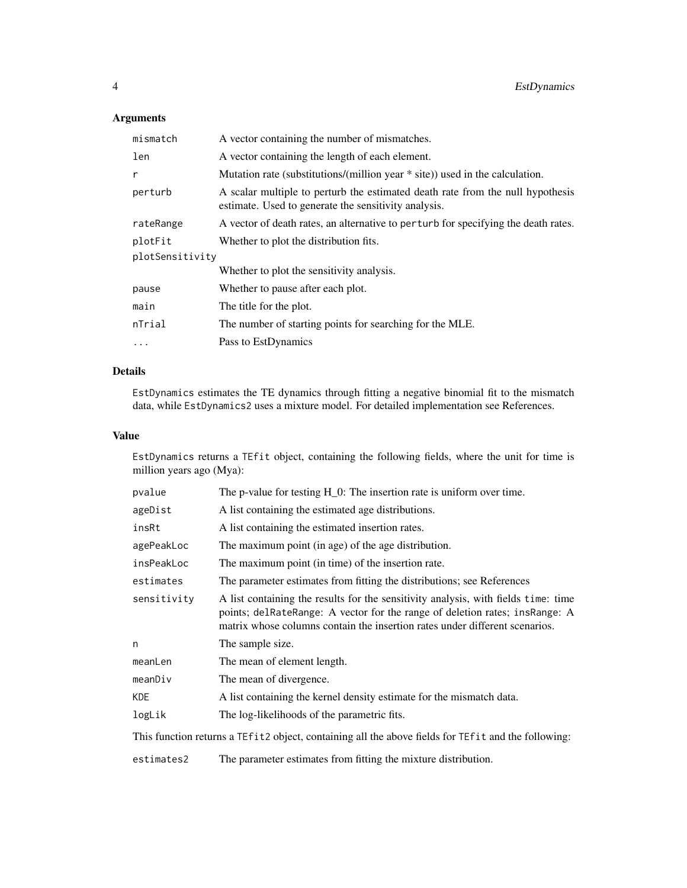## Arguments

| | |
|---|---|
| `mismatch` | A vector containing the number of mismatches. |
| `len` | A vector containing the length of each element. |
| `r` | Mutation rate (substitutions/(million year * site)) used in the calculation. |
| `perturb` | A scalar multiple to perturb the estimated death rate from the null hypothesis estimate. Used to generate the sensitivity analysis. |
| `rateRange` | A vector of death rates, an alternative to `perturb` for specifying the death rates. |
| `plotFit` | Whether to plot the distribution fits. |
| `plotSensitivity` | Whether to plot the sensitivity analysis. |
| `pause` | Whether to pause after each plot. |
| `main` | The title for the plot. |
| `nTrial` | The number of starting points for searching for the MLE. |
| `...` | Pass to EstDynamics |

## Details

`EstDynamics` estimates the TE dynamics through fitting a negative binomial fit to the mismatch data, while `EstDynamics2` uses a mixture model. For detailed implementation see References.

## Value

`EstDynamics` returns a `TEfit` object, containing the following fields, where the unit for time is million years ago (Mya):

| | |
|---|---|
| `pvalue` | The p-value for testing H_0: The insertion rate is uniform over time. |
| `ageDist` | A list containing the estimated age distributions. |
| `insRt` | A list containing the estimated insertion rates. |
| `agePeakLoc` | The maximum point (in age) of the age distribution. |
| `insPeakLoc` | The maximum point (in time) of the insertion rate. |
| `estimates` | The parameter estimates from fitting the distributions; see References |
| `sensitivity` | A list containing the results for the sensitivity analysis, with fields `time`: time points; `delRateRange`: A vector for the range of deletion rates; `insRange`: A matrix whose columns contain the insertion rates under different scenarios. |
| `n` | The sample size. |
| `meanLen` | The mean of element length. |
| `meanDiv` | The mean of divergence. |
| `KDE` | A list containing the kernel density estimate for the mismatch data. |
| `logLik` | The log-likelihoods of the parametric fits. |

This function returns a `TEfit2` object, containing all the above fields for `TEfit` and the following:

| | |
|---|---|
| `estimates2` | The parameter estimates from fitting the mixture distribution. |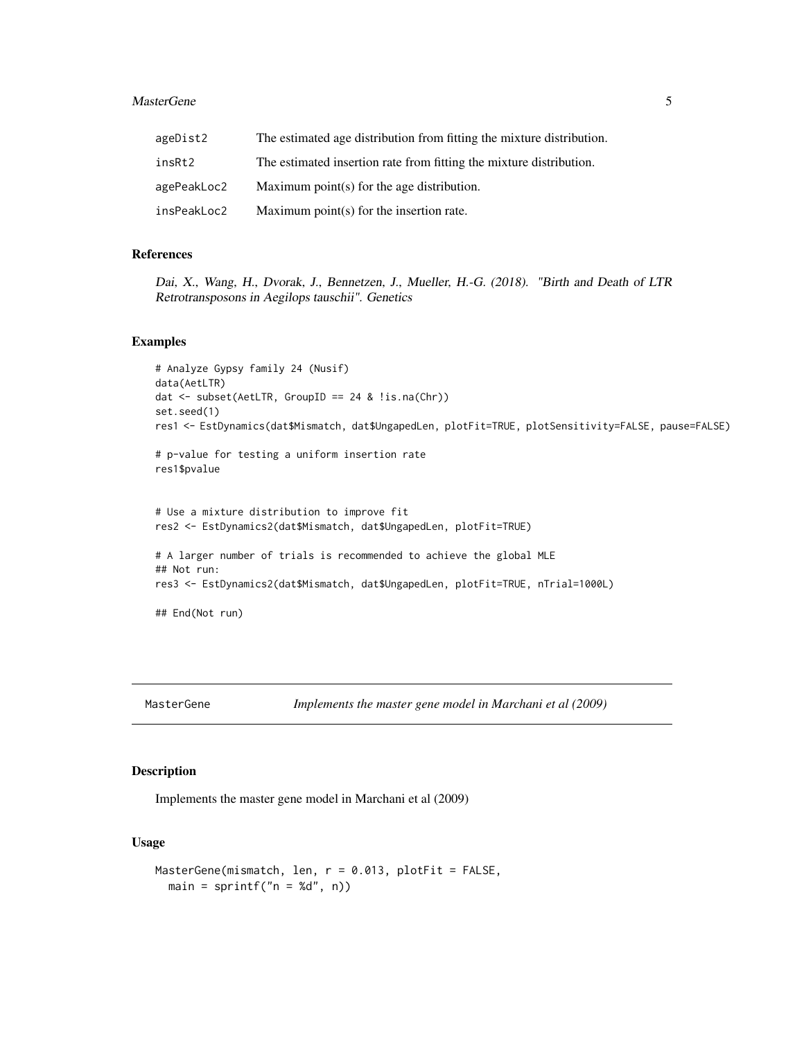| | |
|---|---|
| ageDist2 | The estimated age distribution from fitting the mixture distribution. |
| insRt2 | The estimated insertion rate from fitting the mixture distribution. |
| agePeakLoc2 | Maximum point(s) for the age distribution. |
| insPeakLoc2 | Maximum point(s) for the insertion rate. |

## References

*Dai, X., Wang, H., Dvorak, J., Bennetzen, J., Mueller, H.-G. (2018). "Birth and Death of LTR Retrotransposons in Aegilops tauschii". Genetics*

## Examples

```
# Analyze Gypsy family 24 (Nusif)
data(AetLTR)
dat <- subset(AetLTR, GroupID == 24 & !is.na(Chr))
set.seed(1)
res1 <- EstDynamics(dat$Mismatch, dat$UngapedLen, plotFit=TRUE, plotSensitivity=FALSE, pause=FALSE)

# p-value for testing a uniform insertion rate
res1$pvalue


# Use a mixture distribution to improve fit
res2 <- EstDynamics2(dat$Mismatch, dat$UngapedLen, plotFit=TRUE)

# A larger number of trials is recommended to achieve the global MLE
## Not run:
res3 <- EstDynamics2(dat$Mismatch, dat$UngapedLen, plotFit=TRUE, nTrial=1000L)

## End(Not run)
```

---

# MasterGene — *Implements the master gene model in Marchani et al (2009)*

## Description

Implements the master gene model in Marchani et al (2009)

## Usage

```
MasterGene(mismatch, len, r = 0.013, plotFit = FALSE,
  main = sprintf("n = %d", n))
```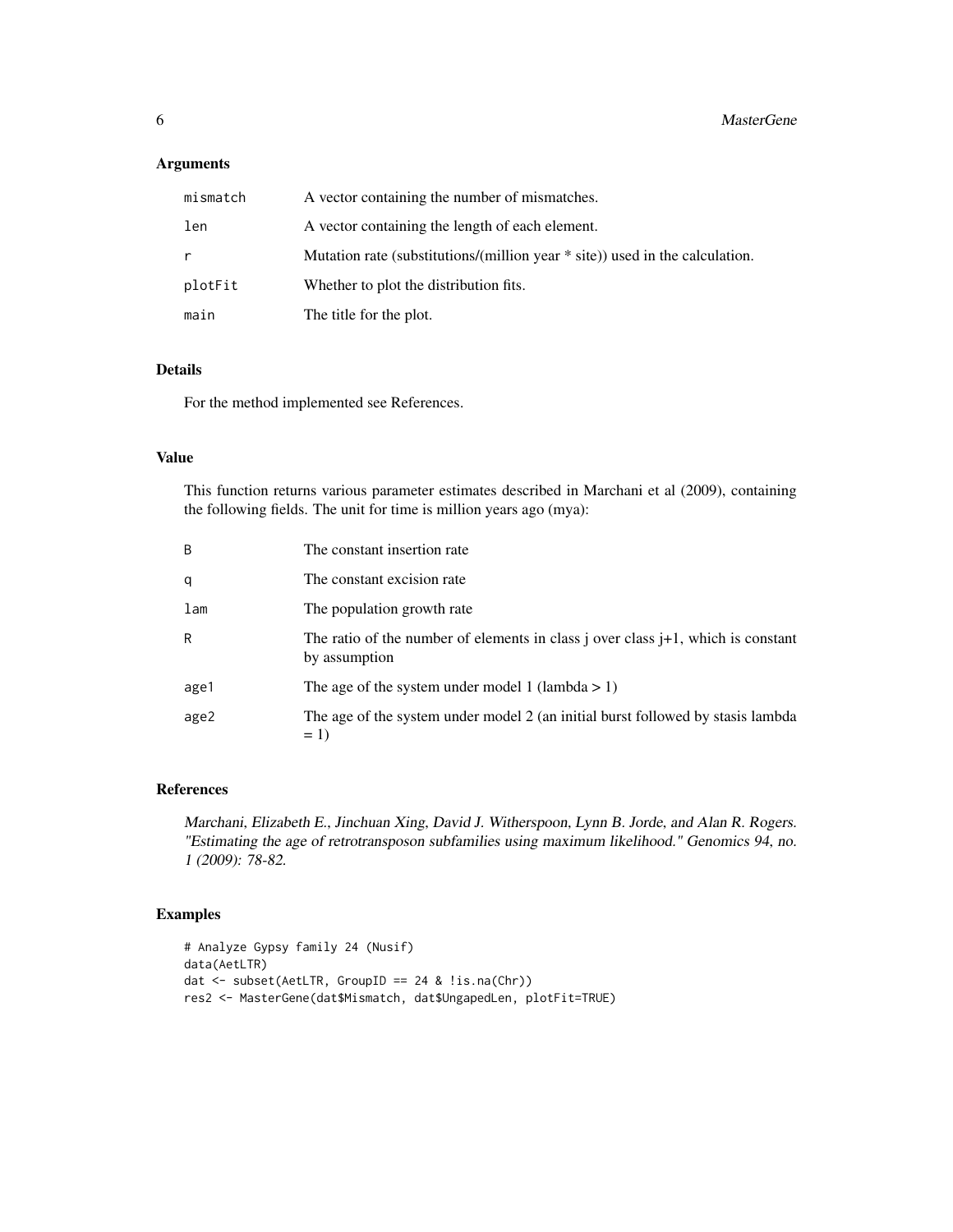### Arguments

| | |
|---|---|
| `mismatch` | A vector containing the number of mismatches. |
| `len` | A vector containing the length of each element. |
| `r` | Mutation rate (substitutions/(million year * site)) used in the calculation. |
| `plotFit` | Whether to plot the distribution fits. |
| `main` | The title for the plot. |

### Details

For the method implemented see References.

### Value

This function returns various parameter estimates described in Marchani et al (2009), containing the following fields. The unit for time is million years ago (mya):

| | |
|---|---|
| `B` | The constant insertion rate |
| `q` | The constant excision rate |
| `lam` | The population growth rate |
| `R` | The ratio of the number of elements in class j over class j+1, which is constant by assumption |
| `age1` | The age of the system under model 1 (lambda > 1) |
| `age2` | The age of the system under model 2 (an initial burst followed by stasis lambda = 1) |

### References

*Marchani, Elizabeth E., Jinchuan Xing, David J. Witherspoon, Lynn B. Jorde, and Alan R. Rogers. "Estimating the age of retrotransposon subfamilies using maximum likelihood." Genomics 94, no. 1 (2009): 78-82.*

### Examples

```
# Analyze Gypsy family 24 (Nusif)
data(AetLTR)
dat <- subset(AetLTR, GroupID == 24 & !is.na(Chr))
res2 <- MasterGene(dat$Mismatch, dat$UngapedLen, plotFit=TRUE)
```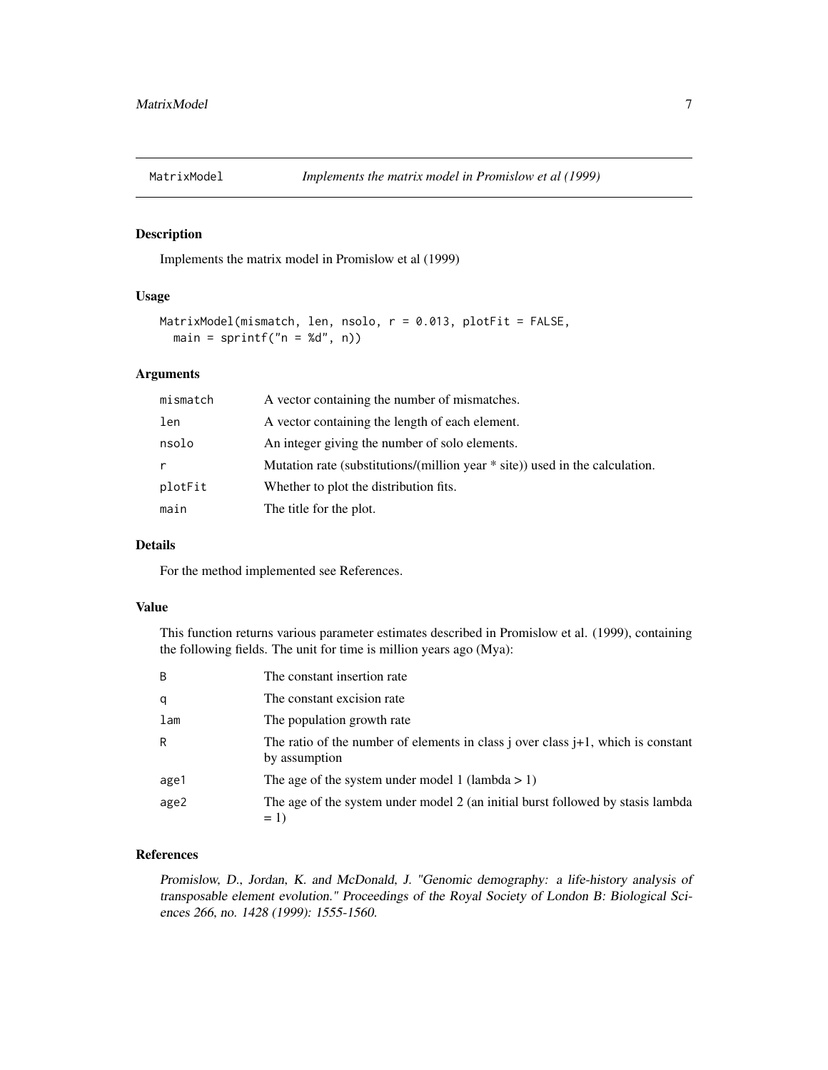MatrixModel — *Implements the matrix model in Promislow et al (1999)*

## Description

Implements the matrix model in Promislow et al (1999)

## Usage

```
MatrixModel(mismatch, len, nsolo, r = 0.013, plotFit = FALSE,
  main = sprintf("n = %d", n))
```

## Arguments

| | |
|---|---|
| mismatch | A vector containing the number of mismatches. |
| len | A vector containing the length of each element. |
| nsolo | An integer giving the number of solo elements. |
| r | Mutation rate (substitutions/(million year * site)) used in the calculation. |
| plotFit | Whether to plot the distribution fits. |
| main | The title for the plot. |

## Details

For the method implemented see References.

## Value

This function returns various parameter estimates described in Promislow et al. (1999), containing the following fields. The unit for time is million years ago (Mya):

| | |
|---|---|
| B | The constant insertion rate |
| q | The constant excision rate |
| lam | The population growth rate |
| R | The ratio of the number of elements in class j over class j+1, which is constant by assumption |
| age1 | The age of the system under model 1 (lambda > 1) |
| age2 | The age of the system under model 2 (an initial burst followed by stasis lambda = 1) |

## References

*Promislow, D., Jordan, K. and McDonald, J. "Genomic demography: a life-history analysis of transposable element evolution." Proceedings of the Royal Society of London B: Biological Sciences 266, no. 1428 (1999): 1555-1560.*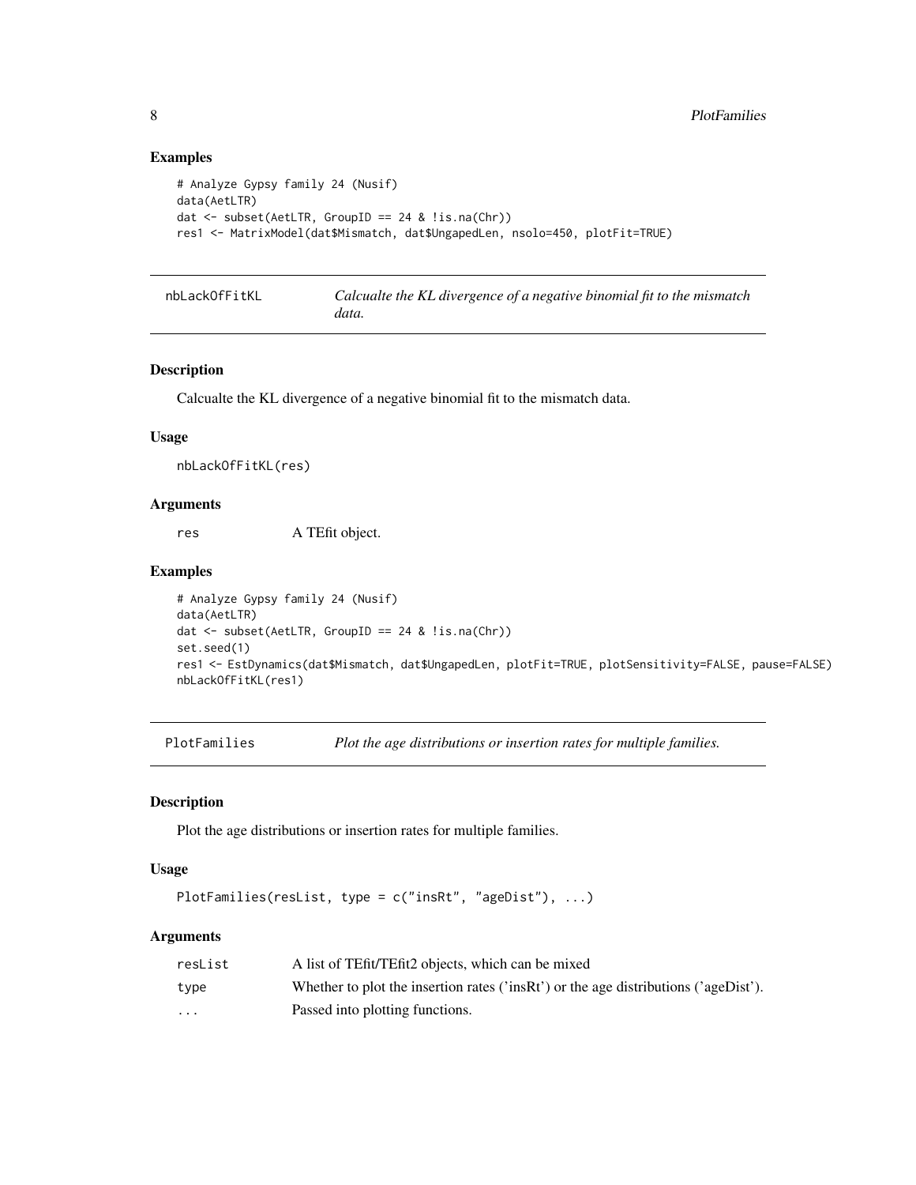### Examples

```
# Analyze Gypsy family 24 (Nusif)
data(AetLTR)
dat <- subset(AetLTR, GroupID == 24 & !is.na(Chr))
res1 <- MatrixModel(dat$Mismatch, dat$UngapedLen, nsolo=450, plotFit=TRUE)
```

## nbLackOfFitKL *Calcualte the KL divergence of a negative binomial fit to the mismatch data.*

### Description

Calcualte the KL divergence of a negative binomial fit to the mismatch data.

### Usage

```
nbLackOfFitKL(res)
```

### Arguments

| | |
|---|---|
| res | A TEfit object. |

### Examples

```
# Analyze Gypsy family 24 (Nusif)
data(AetLTR)
dat <- subset(AetLTR, GroupID == 24 & !is.na(Chr))
set.seed(1)
res1 <- EstDynamics(dat$Mismatch, dat$UngapedLen, plotFit=TRUE, plotSensitivity=FALSE, pause=FALSE)
nbLackOfFitKL(res1)
```

## PlotFamilies *Plot the age distributions or insertion rates for multiple families.*

### Description

Plot the age distributions or insertion rates for multiple families.

### Usage

```
PlotFamilies(resList, type = c("insRt", "ageDist"), ...)
```

### Arguments

| | |
|---|---|
| resList | A list of TEfit/TEfit2 objects, which can be mixed |
| type | Whether to plot the insertion rates ('insRt') or the age distributions ('ageDist'). |
| ... | Passed into plotting functions. |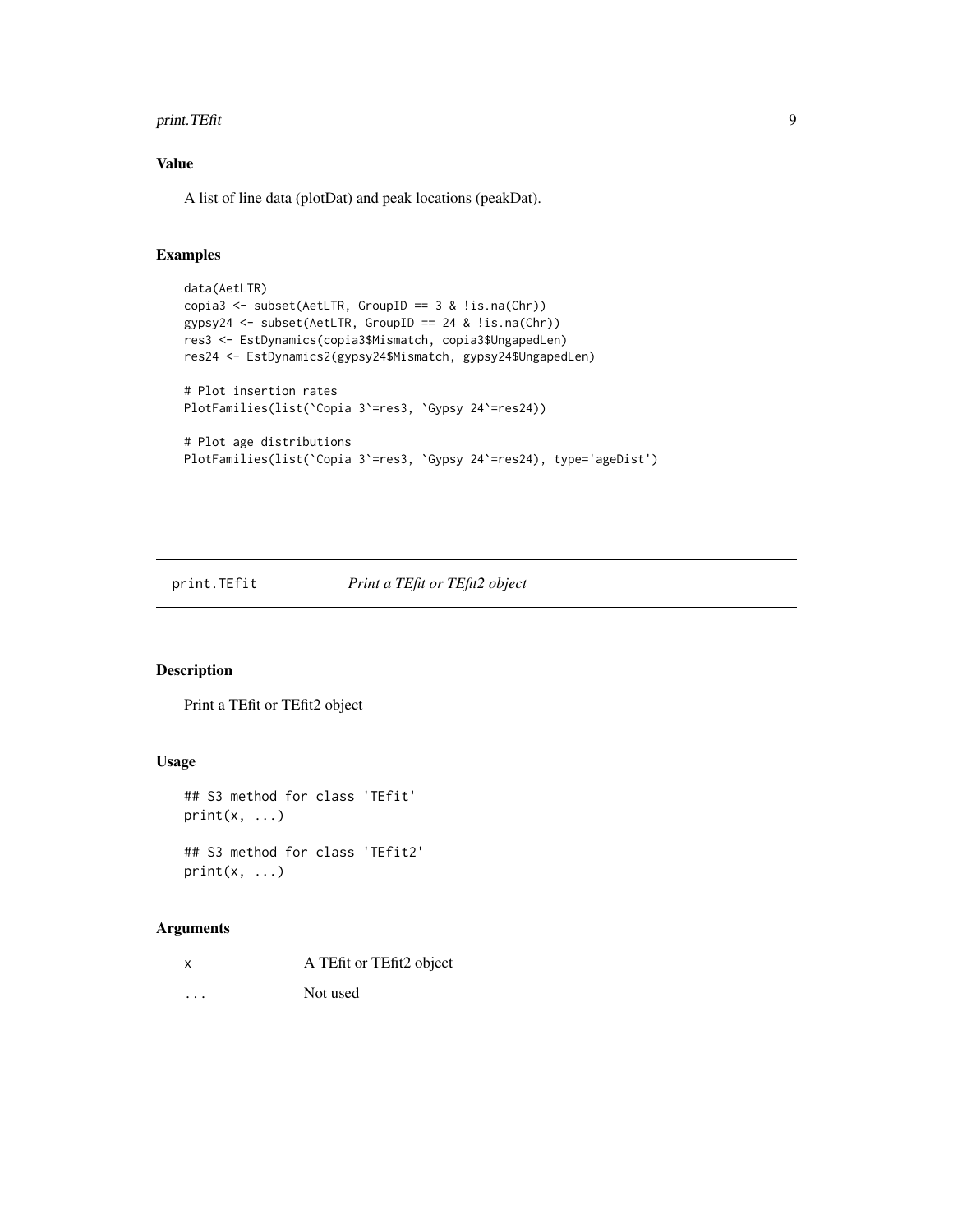## Value

A list of line data (plotDat) and peak locations (peakDat).

## Examples

```
data(AetLTR)
copia3 <- subset(AetLTR, GroupID == 3 & !is.na(Chr))
gypsy24 <- subset(AetLTR, GroupID == 24 & !is.na(Chr))
res3 <- EstDynamics(copia3$Mismatch, copia3$UngapedLen)
res24 <- EstDynamics2(gypsy24$Mismatch, gypsy24$UngapedLen)

# Plot insertion rates
PlotFamilies(list(`Copia 3`=res3, `Gypsy 24`=res24))

# Plot age distributions
PlotFamilies(list(`Copia 3`=res3, `Gypsy 24`=res24), type='ageDist')
```

---

# print.TEfit — *Print a TEfit or TEfit2 object*

## Description

Print a TEfit or TEfit2 object

## Usage

```
## S3 method for class 'TEfit'
print(x, ...)

## S3 method for class 'TEfit2'
print(x, ...)
```

## Arguments

| | |
|---|---|
| x | A TEfit or TEfit2 object |
| ... | Not used |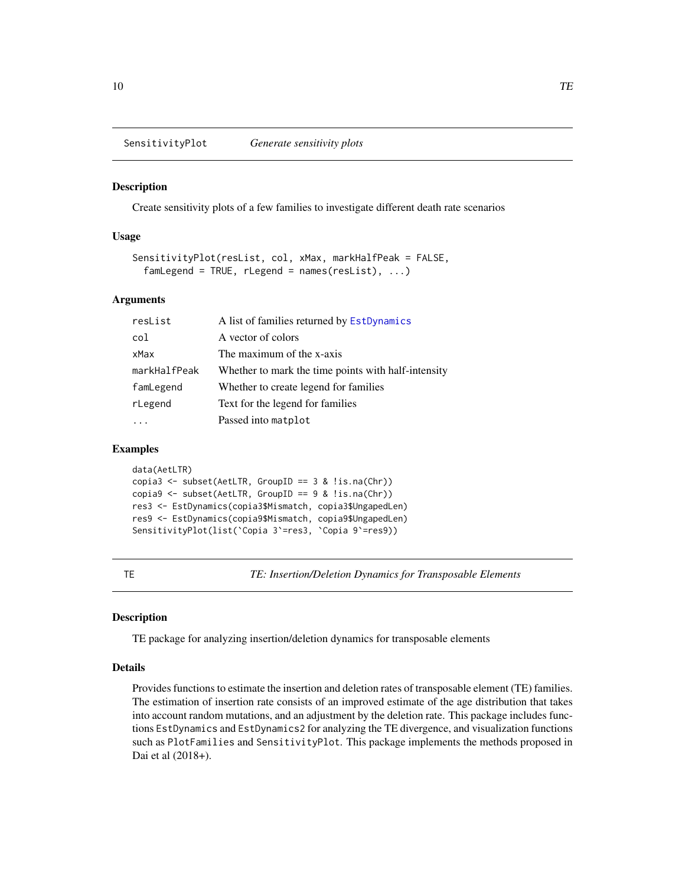## SensitivityPlot *Generate sensitivity plots*

### Description

Create sensitivity plots of a few families to investigate different death rate scenarios

### Usage

```
SensitivityPlot(resList, col, xMax, markHalfPeak = FALSE,
  famLegend = TRUE, rLegend = names(resList), ...)
```

### Arguments

| | |
|---|---|
| resList | A list of families returned by EstDynamics |
| col | A vector of colors |
| xMax | The maximum of the x-axis |
| markHalfPeak | Whether to mark the time points with half-intensity |
| famLegend | Whether to create legend for families |
| rLegend | Text for the legend for families |
| ... | Passed into matplot |

### Examples

```
data(AetLTR)
copia3 <- subset(AetLTR, GroupID == 3 & !is.na(Chr))
copia9 <- subset(AetLTR, GroupID == 9 & !is.na(Chr))
res3 <- EstDynamics(copia3$Mismatch, copia3$UngapedLen)
res9 <- EstDynamics(copia9$Mismatch, copia9$UngapedLen)
SensitivityPlot(list(`Copia 3`=res3, `Copia 9`=res9))
```

## TE *TE: Insertion/Deletion Dynamics for Transposable Elements*

### Description

TE package for analyzing insertion/deletion dynamics for transposable elements

### Details

Provides functions to estimate the insertion and deletion rates of transposable element (TE) families. The estimation of insertion rate consists of an improved estimate of the age distribution that takes into account random mutations, and an adjustment by the deletion rate. This package includes functions `EstDynamics` and `EstDynamics2` for analyzing the TE divergence, and visualization functions such as `PlotFamilies` and `SensitivityPlot`. This package implements the methods proposed in Dai et al (2018+).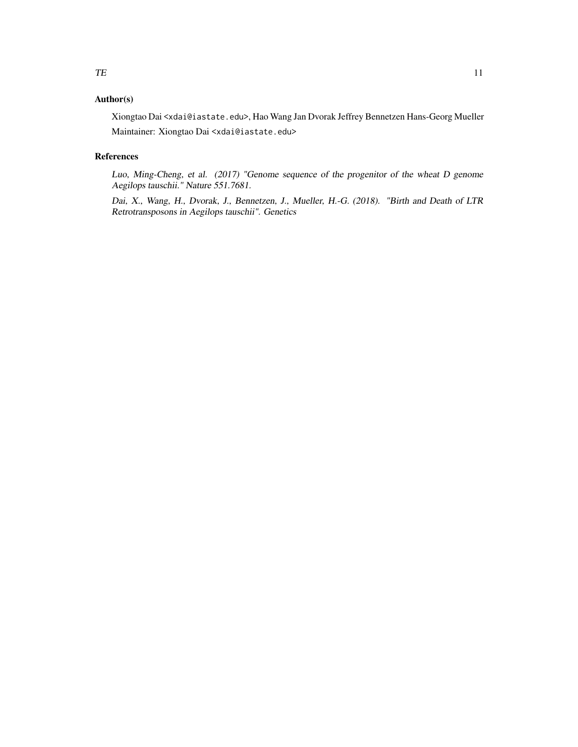## Author(s)

Xiongtao Dai <xdai@iastate.edu>, Hao Wang Jan Dvorak Jeffrey Bennetzen Hans-Georg Mueller

Maintainer: Xiongtao Dai <xdai@iastate.edu>

## References

*Luo, Ming-Cheng, et al. (2017) "Genome sequence of the progenitor of the wheat D genome Aegilops tauschii." Nature 551.7681.*

*Dai, X., Wang, H., Dvorak, J., Bennetzen, J., Mueller, H.-G. (2018). "Birth and Death of LTR Retrotransposons in Aegilops tauschii". Genetics*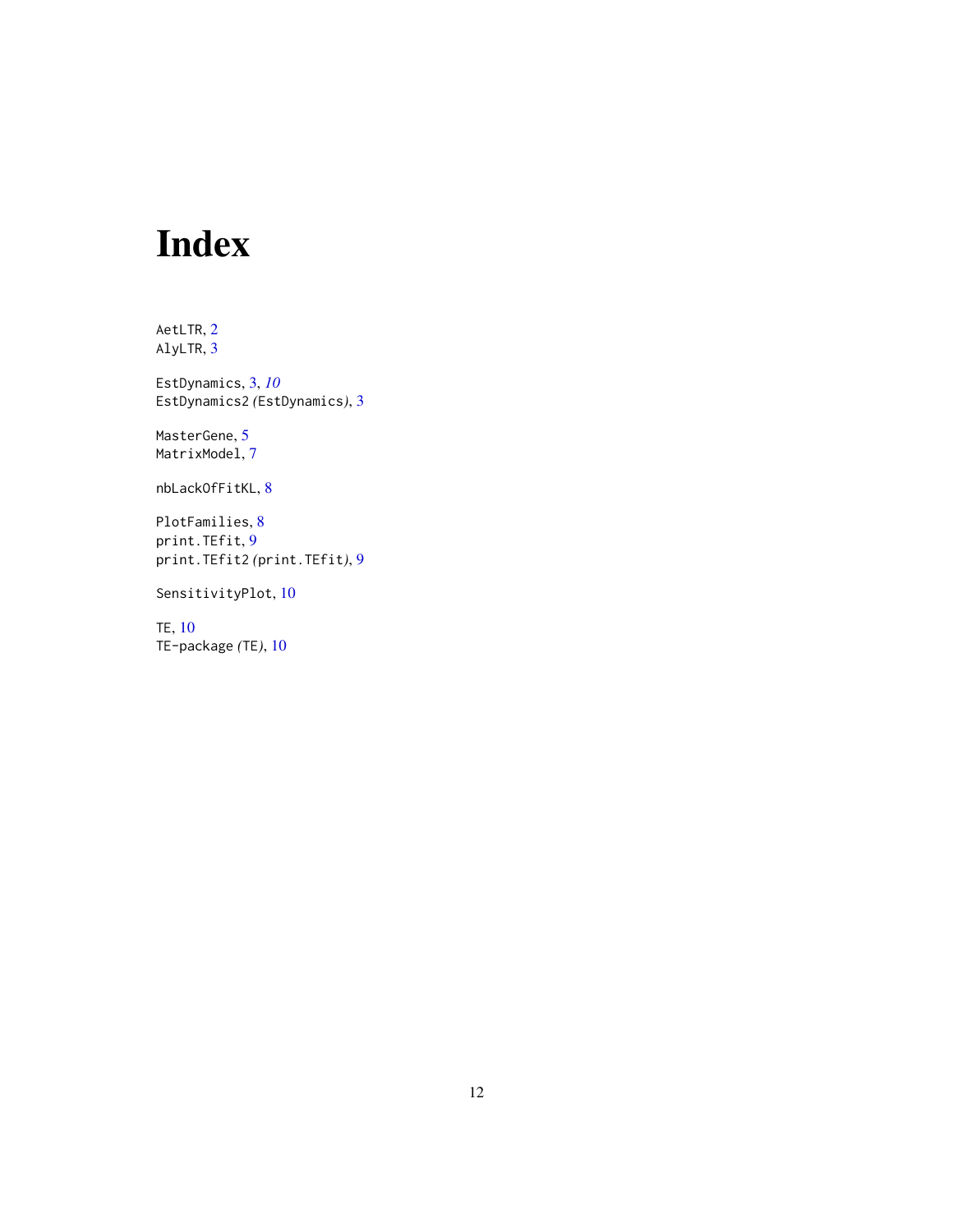# Index

AetLTR, 2
AlyLTR, 3

EstDynamics, 3, *10*
EstDynamics2 *(*EstDynamics*)*, 3

MasterGene, 5
MatrixModel, 7

nbLackOfFitKL, 8

PlotFamilies, 8
print.TEfit, 9
print.TEfit2 *(*print.TEfit*)*, 9

SensitivityPlot, 10

TE, 10
TE-package *(*TE*)*, 10